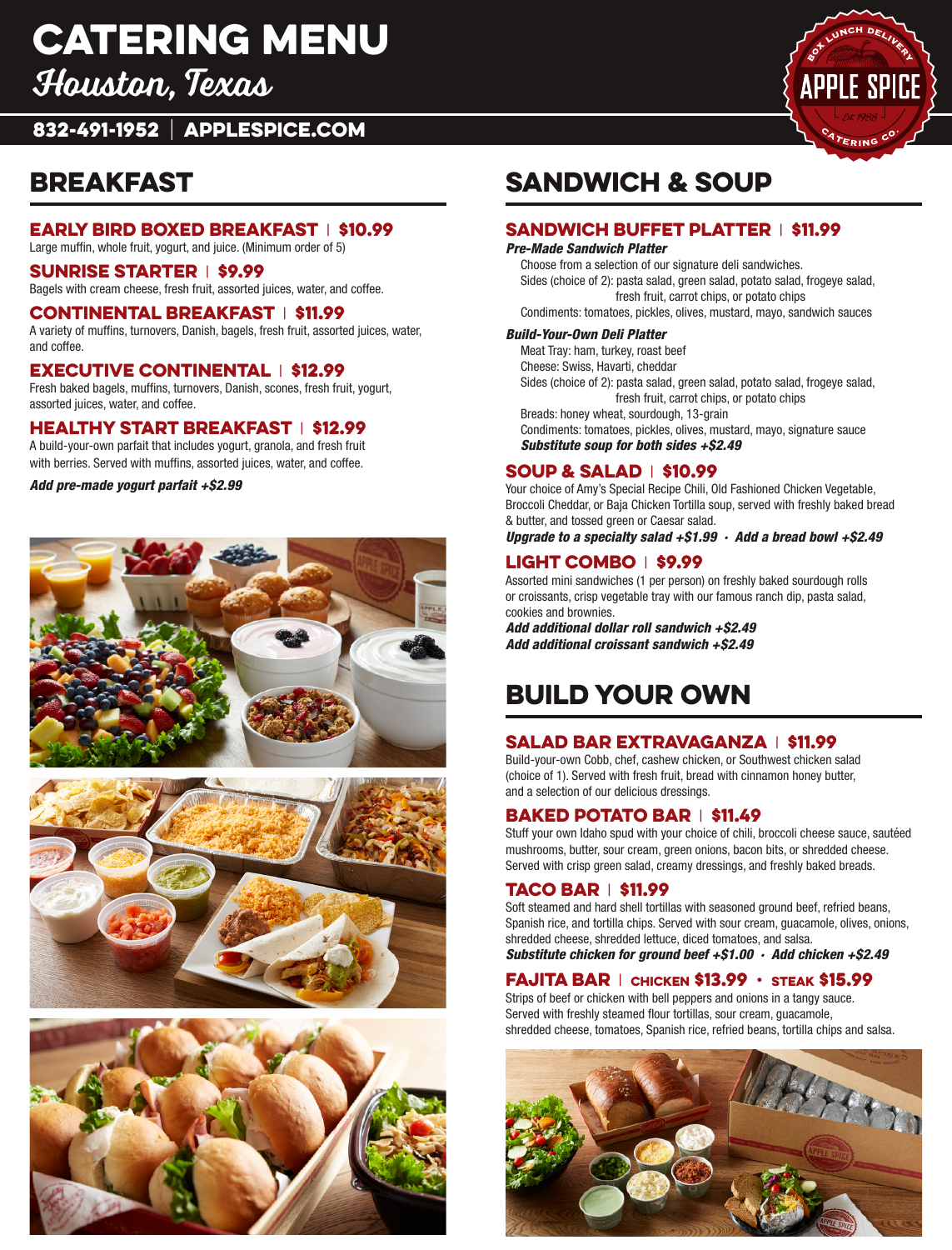# CATERING MENU
## Houston, Texas

**832-491-1952 | APPLESPICE.COM**

APPLE SPICE — BOX LUNCH DELIVERY — Est. 1988 — CATERING CO.

## BREAKFAST

### EARLY BIRD BOXED BREAKFAST | $10.99
Large muffin, whole fruit, yogurt, and juice. (Minimum order of 5)

### SUNRISE STARTER | $9.99
Bagels with cream cheese, fresh fruit, assorted juices, water, and coffee.

### CONTINENTAL BREAKFAST | $11.99
A variety of muffins, turnovers, Danish, bagels, fresh fruit, assorted juices, water, and coffee.

### EXECUTIVE CONTINENTAL | $12.99
Fresh baked bagels, muffins, turnovers, Danish, scones, fresh fruit, yogurt, assorted juices, water, and coffee.

### HEALTHY START BREAKFAST | $12.99
A build-your-own parfait that includes yogurt, granola, and fresh fruit with berries. Served with muffins, assorted juices, water, and coffee.

***Add pre-made yogurt parfait +$2.99***

## SANDWICH & SOUP

### SANDWICH BUFFET PLATTER | $11.99

***Pre-Made Sandwich Platter***

Choose from a selection of our signature deli sandwiches.
Sides (choice of 2): pasta salad, green salad, potato salad, frogeye salad, fresh fruit, carrot chips, or potato chips
Condiments: tomatoes, pickles, olives, mustard, mayo, sandwich sauces

***Build-Your-Own Deli Platter***

Meat Tray: ham, turkey, roast beef
Cheese: Swiss, Havarti, cheddar
Sides (choice of 2): pasta salad, green salad, potato salad, frogeye salad, fresh fruit, carrot chips, or potato chips
Breads: honey wheat, sourdough, 13-grain
Condiments: tomatoes, pickles, olives, mustard, mayo, signature sauce
***Substitute soup for both sides +$2.49***

### SOUP & SALAD | $10.99
Your choice of Amy's Special Recipe Chili, Old Fashioned Chicken Vegetable, Broccoli Cheddar, or Baja Chicken Tortilla soup, served with freshly baked bread & butter, and tossed green or Caesar salad.
***Upgrade to a specialty salad +$1.99 · Add a bread bowl +$2.49***

### LIGHT COMBO | $9.99
Assorted mini sandwiches (1 per person) on freshly baked sourdough rolls or croissants, crisp vegetable tray with our famous ranch dip, pasta salad, cookies and brownies.
***Add additional dollar roll sandwich +$2.49***
***Add additional croissant sandwich +$2.49***

## BUILD YOUR OWN

### SALAD BAR EXTRAVAGANZA | $11.99
Build-your-own Cobb, chef, cashew chicken, or Southwest chicken salad (choice of 1). Served with fresh fruit, bread with cinnamon honey butter, and a selection of our delicious dressings.

### BAKED POTATO BAR | $11.49
Stuff your own Idaho spud with your choice of chili, broccoli cheese sauce, sautéed mushrooms, butter, sour cream, green onions, bacon bits, or shredded cheese. Served with crisp green salad, creamy dressings, and freshly baked breads.

### TACO BAR | $11.99
Soft steamed and hard shell tortillas with seasoned ground beef, refried beans, Spanish rice, and tortilla chips. Served with sour cream, guacamole, olives, onions, shredded cheese, shredded lettuce, diced tomatoes, and salsa.
***Substitute chicken for ground beef +$1.00 · Add chicken +$2.49***

### FAJITA BAR | CHICKEN $13.99 · STEAK $15.99
Strips of beef or chicken with bell peppers and onions in a tangy sauce. Served with freshly steamed flour tortillas, sour cream, guacamole, shredded cheese, tomatoes, Spanish rice, refried beans, tortilla chips and salsa.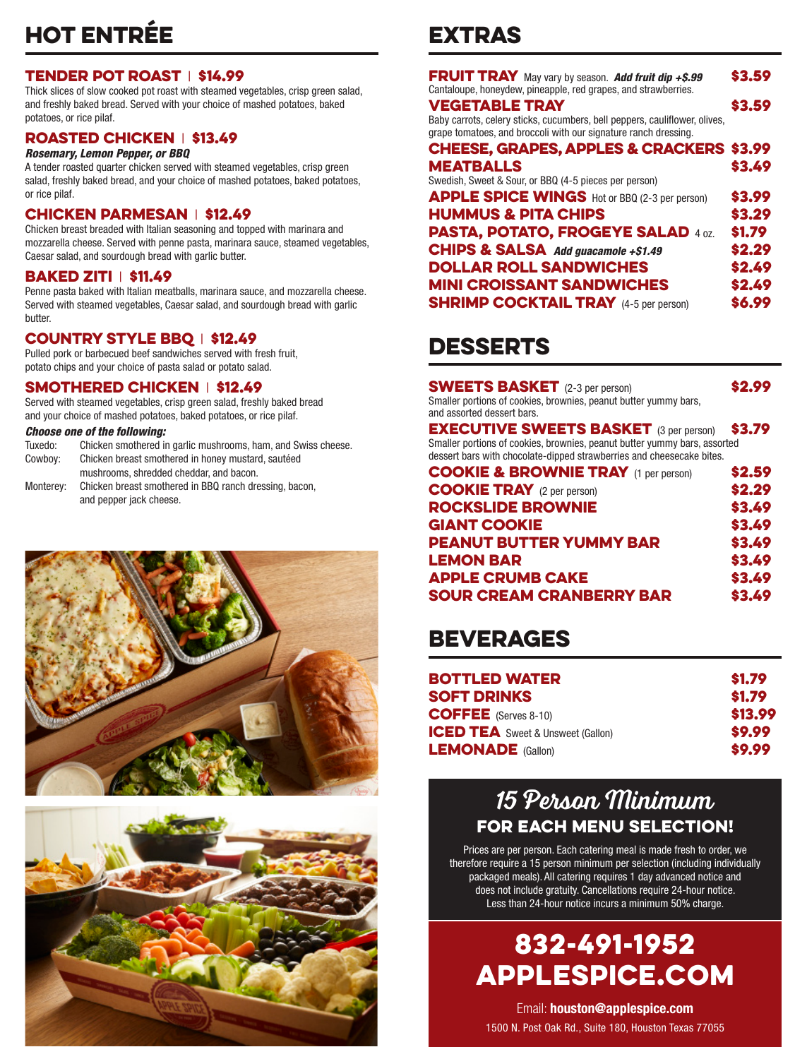# HOT ENTRÉE

## TENDER POT ROAST | $14.99

Thick slices of slow cooked pot roast with steamed vegetables, crisp green salad, and freshly baked bread. Served with your choice of mashed potatoes, baked potatoes, or rice pilaf.

## ROASTED CHICKEN | $13.49

***Rosemary, Lemon Pepper, or BBQ***

A tender roasted quarter chicken served with steamed vegetables, crisp green salad, freshly baked bread, and your choice of mashed potatoes, baked potatoes, or rice pilaf.

## CHICKEN PARMESAN | $12.49

Chicken breast breaded with Italian seasoning and topped with marinara and mozzarella cheese. Served with penne pasta, marinara sauce, steamed vegetables, Caesar salad, and sourdough bread with garlic butter.

## BAKED ZITI | $11.49

Penne pasta baked with Italian meatballs, marinara sauce, and mozzarella cheese. Served with steamed vegetables, Caesar salad, and sourdough bread with garlic butter.

## COUNTRY STYLE BBQ | $12.49

Pulled pork or barbecued beef sandwiches served with fresh fruit, potato chips and your choice of pasta salad or potato salad.

## SMOTHERED CHICKEN | $12.49

Served with steamed vegetables, crisp green salad, freshly baked bread and your choice of mashed potatoes, baked potatoes, or rice pilaf.

***Choose one of the following:***

- Tuxedo: Chicken smothered in garlic mushrooms, ham, and Swiss cheese.
- Cowboy: Chicken breast smothered in honey mustard, sautéed mushrooms, shredded cheddar, and bacon.
- Monterey: Chicken breast smothered in BBQ ranch dressing, bacon, and pepper jack cheese.

# EXTRAS

**FRUIT TRAY** May vary by season. ***Add fruit dip +$.99*** — **$3.59**
Cantaloupe, honeydew, pineapple, red grapes, and strawberries.

**VEGETABLE TRAY** — **$3.59**
Baby carrots, celery sticks, cucumbers, bell peppers, cauliflower, olives, grape tomatoes, and broccoli with our signature ranch dressing.

**CHEESE, GRAPES, APPLES & CRACKERS** — **$3.99**

**MEATBALLS** — **$3.49**
Swedish, Sweet & Sour, or BBQ (4-5 pieces per person)

**APPLE SPICE WINGS** Hot or BBQ (2-3 per person) — **$3.99**

**HUMMUS & PITA CHIPS** — **$3.29**

**PASTA, POTATO, FROGEYE SALAD** 4 oz. — **$1.79**

**CHIPS & SALSA** ***Add guacamole +$1.49*** — **$2.29**

**DOLLAR ROLL SANDWICHES** — **$2.49**

**MINI CROISSANT SANDWICHES** — **$2.49**

**SHRIMP COCKTAIL TRAY** (4-5 per person) — **$6.99**

# DESSERTS

**SWEETS BASKET** (2-3 per person) — **$2.99**
Smaller portions of cookies, brownies, peanut butter yummy bars, and assorted dessert bars.

**EXECUTIVE SWEETS BASKET** (3 per person) — **$3.79**
Smaller portions of cookies, brownies, peanut butter yummy bars, assorted dessert bars with chocolate-dipped strawberries and cheesecake bites.

**COOKIE & BROWNIE TRAY** (1 per person) — **$2.59**

**COOKIE TRAY** (2 per person) — **$2.29**

**ROCKSLIDE BROWNIE** — **$3.49**

**GIANT COOKIE** — **$3.49**

**PEANUT BUTTER YUMMY BAR** — **$3.49**

**LEMON BAR** — **$3.49**

**APPLE CRUMB CAKE** — **$3.49**

**SOUR CREAM CRANBERRY BAR** — **$3.49**

# BEVERAGES

**BOTTLED WATER** — **$1.79**

**SOFT DRINKS** — **$1.79**

**COFFEE** (Serves 8-10) — **$13.99**

**ICED TEA** Sweet & Unsweet (Gallon) — **$9.99**

**LEMONADE** (Gallon) — **$9.99**

## 15 Person Minimum

### FOR EACH MENU SELECTION!

Prices are per person. Each catering meal is made fresh to order, we therefore require a 15 person minimum per selection (including individually packaged meals). All catering requires 1 day advanced notice and does not include gratuity. Cancellations require 24-hour notice. Less than 24-hour notice incurs a minimum 50% charge.

## 832-491-1952
## APPLESPICE.COM

Email: **houston@applespice.com**

1500 N. Post Oak Rd., Suite 180, Houston Texas 77055